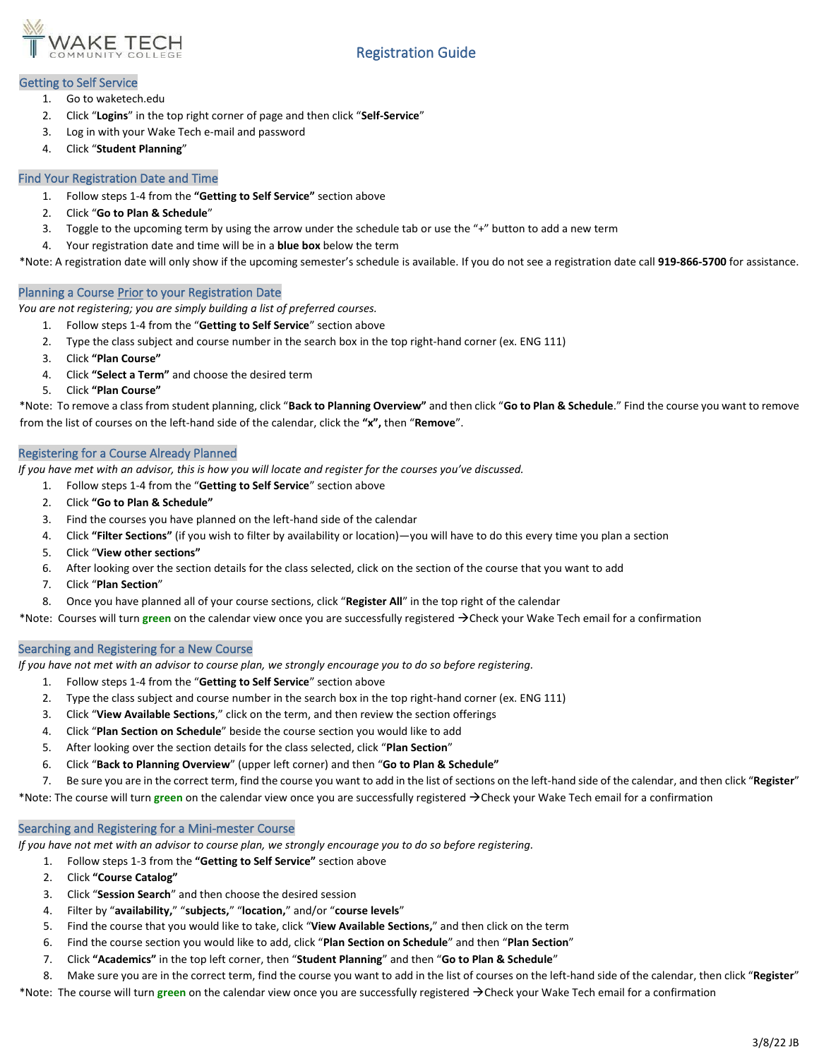# Registration Guide

## Getting to Self Service

1. Go to waketech.edu
2. Click "**Logins**" in the top right corner of page and then click "**Self-Service**"
3. Log in with your Wake Tech e-mail and password
4. Click "**Student Planning**"

## Find Your Registration Date and Time

1. Follow steps 1-4 from the **"Getting to Self Service"** section above
2. Click "**Go to Plan & Schedule**"
3. Toggle to the upcoming term by using the arrow under the schedule tab or use the "+" button to add a new term
4. Your registration date and time will be in a **blue box** below the term

*Note: A registration date will only show if the upcoming semester's schedule is available. If you do not see a registration date call **919-866-5700** for assistance.

## Planning a Course Prior to your Registration Date

*You are not registering; you are simply building a list of preferred courses.*

1. Follow steps 1-4 from the "**Getting to Self Service**" section above
2. Type the class subject and course number in the search box in the top right-hand corner (ex. ENG 111)
3. Click **"Plan Course"**
4. Click **"Select a Term"** and choose the desired term
5. Click **"Plan Course"**

*Note: To remove a class from student planning, click "**Back to Planning Overview"** and then click "**Go to Plan & Schedule**." Find the course you want to remove from the list of courses on the left-hand side of the calendar, click the **"x",** then "**Remove**".

## Registering for a Course Already Planned

*If you have met with an advisor, this is how you will locate and register for the courses you've discussed.*

1. Follow steps 1-4 from the "**Getting to Self Service**" section above
2. Click **"Go to Plan & Schedule"**
3. Find the courses you have planned on the left-hand side of the calendar
4. Click **"Filter Sections"** (if you wish to filter by availability or location)—you will have to do this every time you plan a section
5. Click "**View other sections"**
6. After looking over the section details for the class selected, click on the section of the course that you want to add
7. Click "**Plan Section**"
8. Once you have planned all of your course sections, click "**Register All**" in the top right of the calendar

*Note: Courses will turn **green** on the calendar view once you are successfully registered →Check your Wake Tech email for a confirmation

## Searching and Registering for a New Course

*If you have not met with an advisor to course plan, we strongly encourage you to do so before registering.*

1. Follow steps 1-4 from the "**Getting to Self Service**" section above
2. Type the class subject and course number in the search box in the top right-hand corner (ex. ENG 111)
3. Click "**View Available Sections**," click on the term, and then review the section offerings
4. Click "**Plan Section on Schedule**" beside the course section you would like to add
5. After looking over the section details for the class selected, click "**Plan Section**"
6. Click "**Back to Planning Overview**" (upper left corner) and then "**Go to Plan & Schedule"**
7. Be sure you are in the correct term, find the course you want to add in the list of sections on the left-hand side of the calendar, and then click "**Register**"

*Note: The course will turn **green** on the calendar view once you are successfully registered →Check your Wake Tech email for a confirmation

## Searching and Registering for a Mini-mester Course

*If you have not met with an advisor to course plan, we strongly encourage you to do so before registering.*

1. Follow steps 1-3 from the **"Getting to Self Service"** section above
2. Click **"Course Catalog"**
3. Click "**Session Search**" and then choose the desired session
4. Filter by "**availability,**" "**subjects,**" "**location,**" and/or "**course levels**"
5. Find the course that you would like to take, click "**View Available Sections,**" and then click on the term
6. Find the course section you would like to add, click "**Plan Section on Schedule**" and then "**Plan Section**"
7. Click **"Academics"** in the top left corner, then "**Student Planning**" and then "**Go to Plan & Schedule**"
8. Make sure you are in the correct term, find the course you want to add in the list of courses on the left-hand side of the calendar, then click "**Register**"

*Note: The course will turn **green** on the calendar view once you are successfully registered →Check your Wake Tech email for a confirmation

3/8/22 JB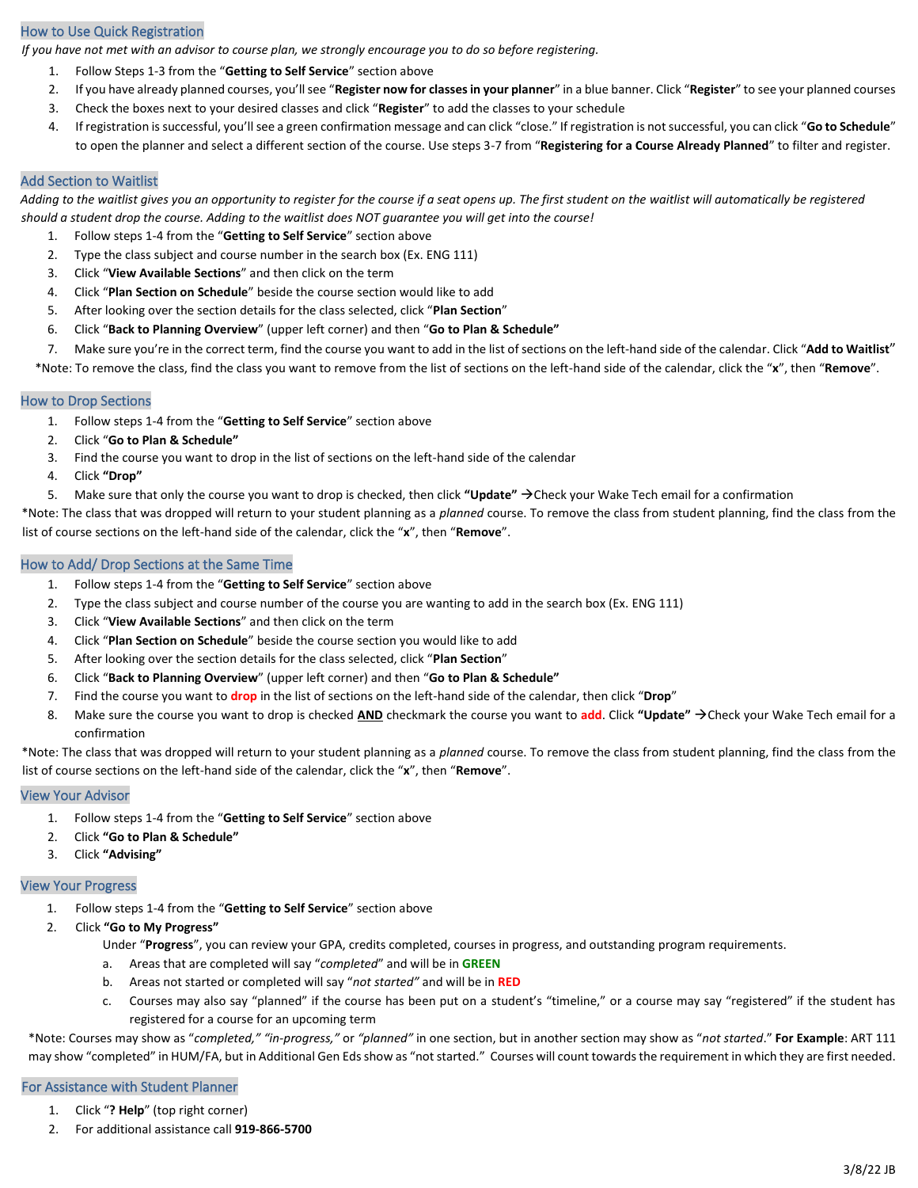## How to Use Quick Registration

*If you have not met with an advisor to course plan, we strongly encourage you to do so before registering.*

1. Follow Steps 1-3 from the "**Getting to Self Service**" section above
2. If you have already planned courses, you'll see "**Register now for classes in your planner**" in a blue banner. Click "**Register**" to see your planned courses
3. Check the boxes next to your desired classes and click "**Register**" to add the classes to your schedule
4. If registration is successful, you'll see a green confirmation message and can click "close." If registration is not successful, you can click "**Go to Schedule**" to open the planner and select a different section of the course. Use steps 3-7 from "**Registering for a Course Already Planned**" to filter and register.

## Add Section to Waitlist

*Adding to the waitlist gives you an opportunity to register for the course if a seat opens up. The first student on the waitlist will automatically be registered should a student drop the course. Adding to the waitlist does NOT guarantee you will get into the course!*

1. Follow steps 1-4 from the "**Getting to Self Service**" section above
2. Type the class subject and course number in the search box (Ex. ENG 111)
3. Click "**View Available Sections**" and then click on the term
4. Click "**Plan Section on Schedule**" beside the course section would like to add
5. After looking over the section details for the class selected, click "**Plan Section**"
6. Click "**Back to Planning Overview**" (upper left corner) and then "**Go to Plan & Schedule"**
7. Make sure you're in the correct term, find the course you want to add in the list of sections on the left-hand side of the calendar. Click "**Add to Waitlist**"

*Note: To remove the class, find the class you want to remove from the list of sections on the left-hand side of the calendar, click the "**x**", then "**Remove**".

## How to Drop Sections

1. Follow steps 1-4 from the "**Getting to Self Service**" section above
2. Click "**Go to Plan & Schedule"**
3. Find the course you want to drop in the list of sections on the left-hand side of the calendar
4. Click **"Drop"**
5. Make sure that only the course you want to drop is checked, then click **"Update"** →Check your Wake Tech email for a confirmation

*Note: The class that was dropped will return to your student planning as a *planned* course. To remove the class from student planning, find the class from the list of course sections on the left-hand side of the calendar, click the "**x**", then "**Remove**".

## How to Add/ Drop Sections at the Same Time

1. Follow steps 1-4 from the "**Getting to Self Service**" section above
2. Type the class subject and course number of the course you are wanting to add in the search box (Ex. ENG 111)
3. Click "**View Available Sections**" and then click on the term
4. Click "**Plan Section on Schedule**" beside the course section you would like to add
5. After looking over the section details for the class selected, click "**Plan Section**"
6. Click "**Back to Planning Overview**" (upper left corner) and then "**Go to Plan & Schedule"**
7. Find the course you want to **drop** in the list of sections on the left-hand side of the calendar, then click "**Drop**"
8. Make sure the course you want to drop is checked **AND** checkmark the course you want to **add**. Click **"Update"** →Check your Wake Tech email for a confirmation

*Note: The class that was dropped will return to your student planning as a *planned* course. To remove the class from student planning, find the class from the list of course sections on the left-hand side of the calendar, click the "**x**", then "**Remove**".

## View Your Advisor

1. Follow steps 1-4 from the "**Getting to Self Service**" section above
2. Click **"Go to Plan & Schedule"**
3. Click **"Advising"**

## View Your Progress

1. Follow steps 1-4 from the "**Getting to Self Service**" section above
2. Click **"Go to My Progress"**

   Under "**Progress**", you can review your GPA, credits completed, courses in progress, and outstanding program requirements.

   a. Areas that are completed will say "*completed*" and will be in **GREEN**
   b. Areas not started or completed will say "*not started"* and will be in **RED**
   c. Courses may also say "planned" if the course has been put on a student's "timeline," or a course may say "registered" if the student has registered for a course for an upcoming term

*Note: Courses may show as "*completed," "in-progress,"* or *"planned"* in one section, but in another section may show as "*not started*." **For Example**: ART 111 may show "completed" in HUM/FA, but in Additional Gen Eds show as "not started." Courses will count towards the requirement in which they are first needed.

## For Assistance with Student Planner

1. Click "**? Help**" (top right corner)
2. For additional assistance call **919-866-5700**

3/8/22 JB